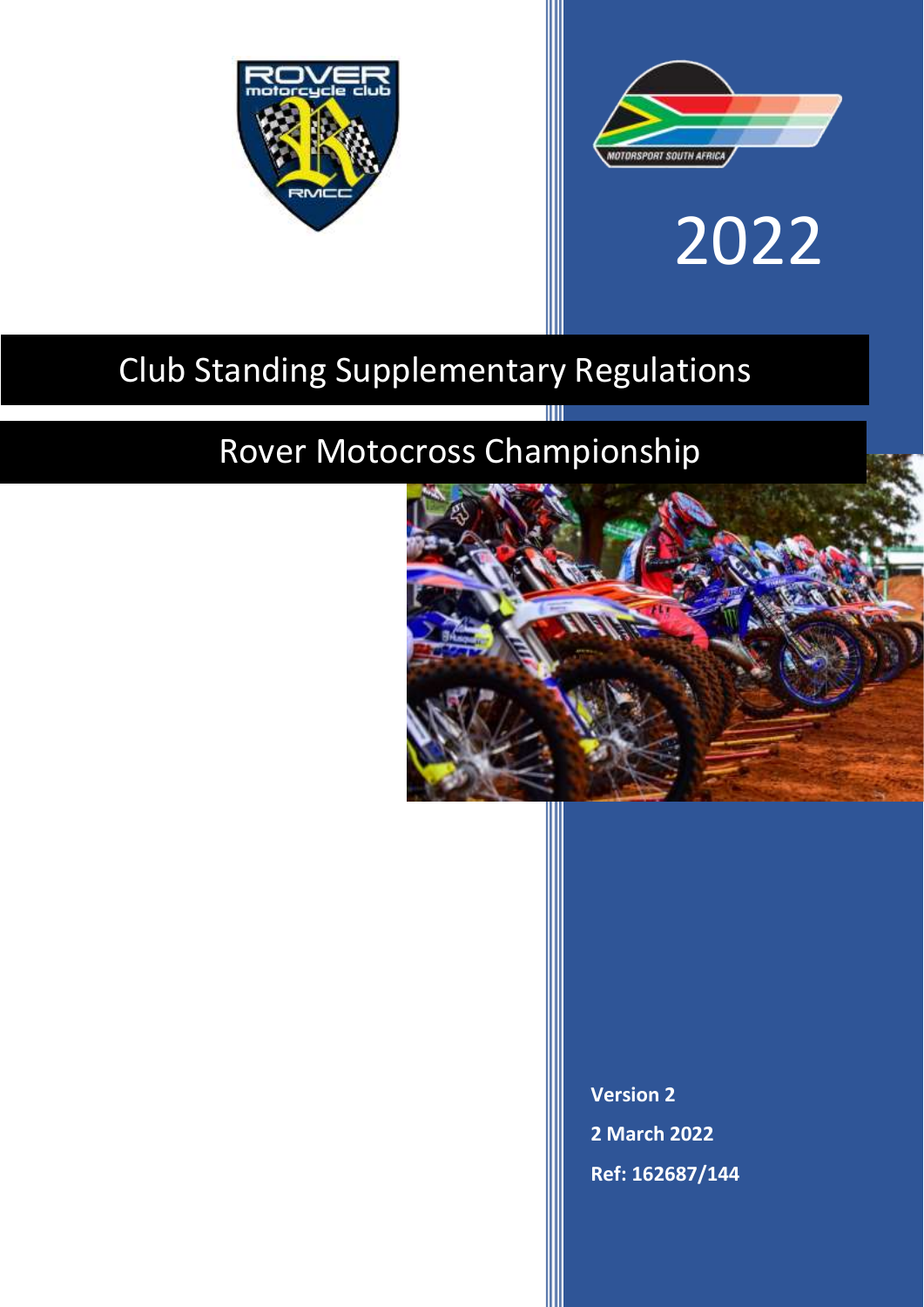2022

# Club Standing Supplementary Regulations

## Rover Motocross Championship

**Version 2**

**2 March 2022**

**Ref: 162687/144**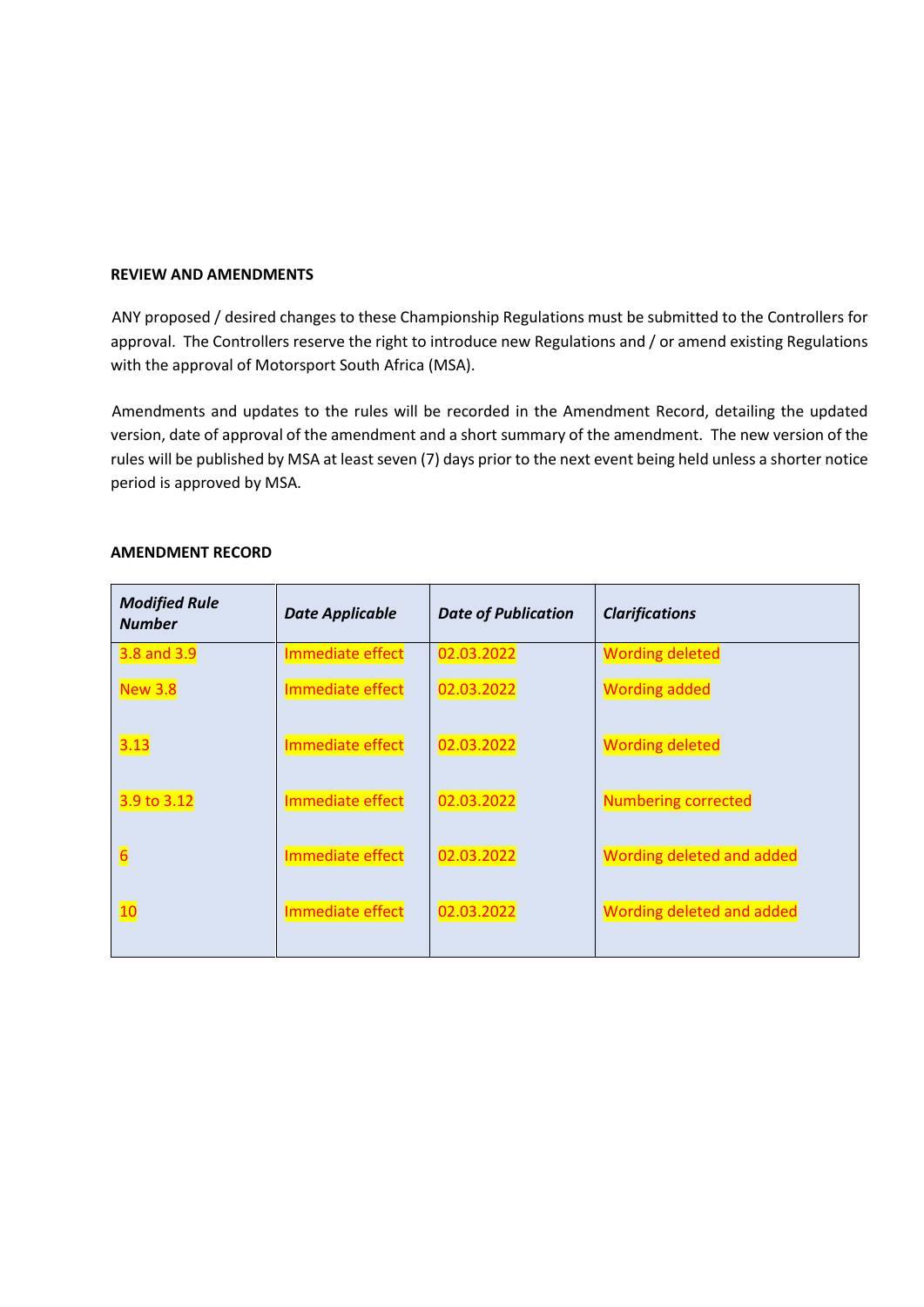**REVIEW AND AMENDMENTS**

ANY proposed / desired changes to these Championship Regulations must be submitted to the Controllers for approval. The Controllers reserve the right to introduce new Regulations and / or amend existing Regulations with the approval of Motorsport South Africa (MSA).

Amendments and updates to the rules will be recorded in the Amendment Record, detailing the updated version, date of approval of the amendment and a short summary of the amendment. The new version of the rules will be published by MSA at least seven (7) days prior to the next event being held unless a shorter notice period is approved by MSA.

**AMENDMENT RECORD**

| ***Modified Rule Number*** | ***Date Applicable*** | ***Date of Publication*** | ***Clarifications*** |
|---|---|---|---|
| 3.8 and 3.9 | Immediate effect | 02.03.2022 | Wording deleted |
| New 3.8 | Immediate effect | 02.03.2022 | Wording added |
| 3.13 | Immediate effect | 02.03.2022 | Wording deleted |
| 3.9 to 3.12 | Immediate effect | 02.03.2022 | Numbering corrected |
| 6 | Immediate effect | 02.03.2022 | Wording deleted and added |
| 10 | Immediate effect | 02.03.2022 | Wording deleted and added |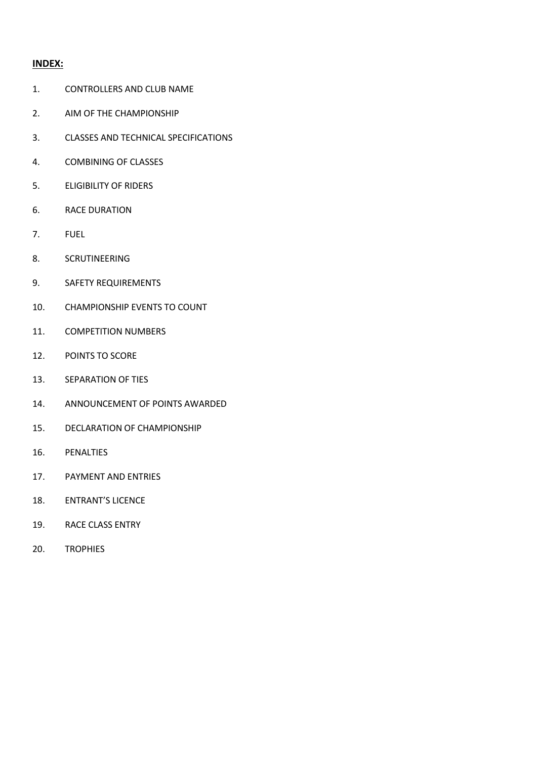**INDEX:**

1. CONTROLLERS AND CLUB NAME
2. AIM OF THE CHAMPIONSHIP
3. CLASSES AND TECHNICAL SPECIFICATIONS
4. COMBINING OF CLASSES
5. ELIGIBILITY OF RIDERS
6. RACE DURATION
7. FUEL
8. SCRUTINEERING
9. SAFETY REQUIREMENTS
10. CHAMPIONSHIP EVENTS TO COUNT
11. COMPETITION NUMBERS
12. POINTS TO SCORE
13. SEPARATION OF TIES
14. ANNOUNCEMENT OF POINTS AWARDED
15. DECLARATION OF CHAMPIONSHIP
16. PENALTIES
17. PAYMENT AND ENTRIES
18. ENTRANT'S LICENCE
19. RACE CLASS ENTRY
20. TROPHIES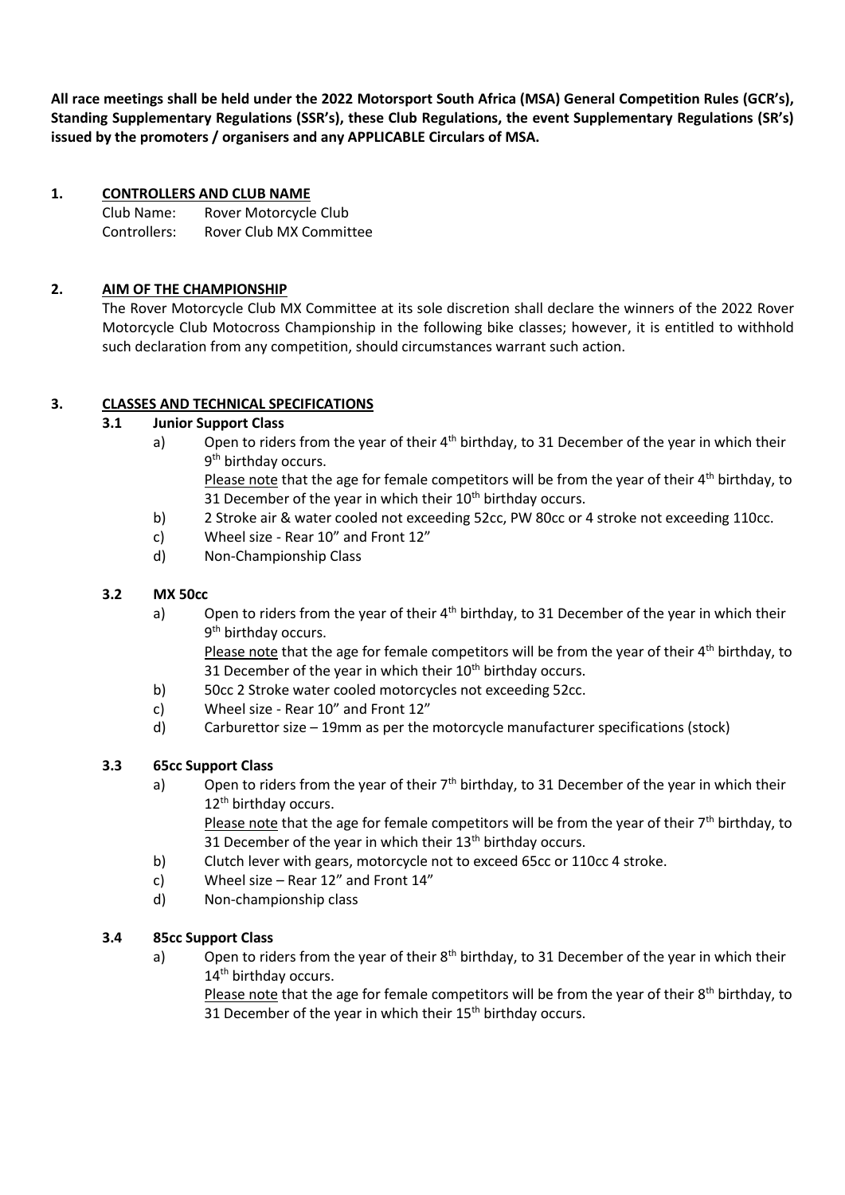**All race meetings shall be held under the 2022 Motorsport South Africa (MSA) General Competition Rules (GCR's), Standing Supplementary Regulations (SSR's), these Club Regulations, the event Supplementary Regulations (SR's) issued by the promoters / organisers and any APPLICABLE Circulars of MSA.**

## 1. CONTROLLERS AND CLUB NAME

Club Name: Rover Motorcycle Club
Controllers: Rover Club MX Committee

## 2. AIM OF THE CHAMPIONSHIP

The Rover Motorcycle Club MX Committee at its sole discretion shall declare the winners of the 2022 Rover Motorcycle Club Motocross Championship in the following bike classes; however, it is entitled to withhold such declaration from any competition, should circumstances warrant such action.

## 3. CLASSES AND TECHNICAL SPECIFICATIONS

### 3.1 Junior Support Class

a) Open to riders from the year of their 4th birthday, to 31 December of the year in which their 9th birthday occurs.
Please note that the age for female competitors will be from the year of their 4th birthday, to 31 December of the year in which their 10th birthday occurs.
b) 2 Stroke air & water cooled not exceeding 52cc, PW 80cc or 4 stroke not exceeding 110cc.
c) Wheel size - Rear 10" and Front 12"
d) Non-Championship Class

### 3.2 MX 50cc

a) Open to riders from the year of their 4th birthday, to 31 December of the year in which their 9th birthday occurs.
Please note that the age for female competitors will be from the year of their 4th birthday, to 31 December of the year in which their 10th birthday occurs.
b) 50cc 2 Stroke water cooled motorcycles not exceeding 52cc.
c) Wheel size - Rear 10" and Front 12"
d) Carburettor size – 19mm as per the motorcycle manufacturer specifications (stock)

### 3.3 65cc Support Class

a) Open to riders from the year of their 7th birthday, to 31 December of the year in which their 12th birthday occurs.
Please note that the age for female competitors will be from the year of their 7th birthday, to 31 December of the year in which their 13th birthday occurs.
b) Clutch lever with gears, motorcycle not to exceed 65cc or 110cc 4 stroke.
c) Wheel size – Rear 12" and Front 14"
d) Non-championship class

### 3.4 85cc Support Class

a) Open to riders from the year of their 8th birthday, to 31 December of the year in which their 14th birthday occurs.
Please note that the age for female competitors will be from the year of their 8th birthday, to 31 December of the year in which their 15th birthday occurs.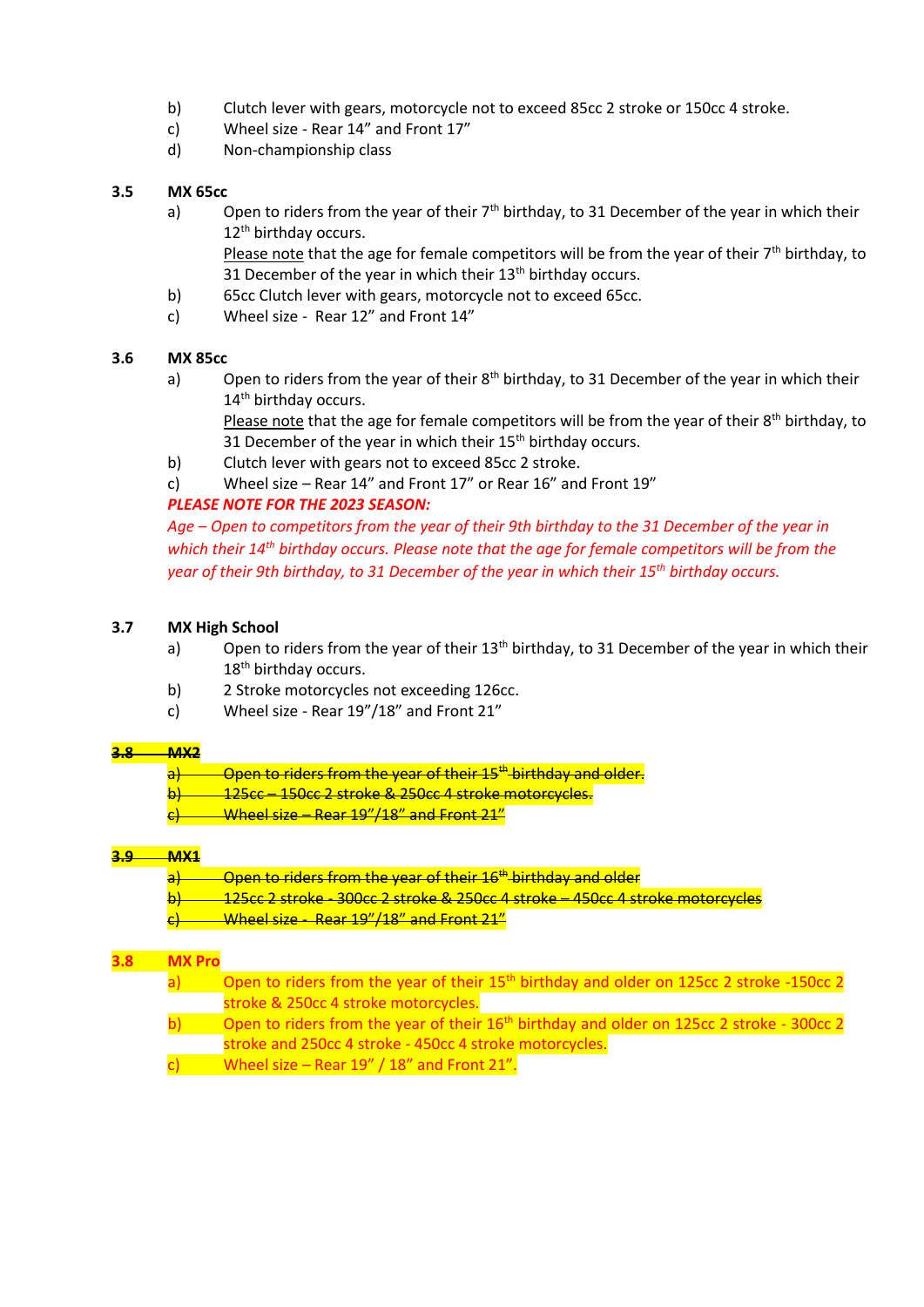b) Clutch lever with gears, motorcycle not to exceed 85cc 2 stroke or 150cc 4 stroke.

c) Wheel size - Rear 14" and Front 17"

d) Non-championship class

### 3.5 MX 65cc

a) Open to riders from the year of their 7th birthday, to 31 December of the year in which their 12th birthday occurs.
Please note that the age for female competitors will be from the year of their 7th birthday, to 31 December of the year in which their 13th birthday occurs.

b) 65cc Clutch lever with gears, motorcycle not to exceed 65cc.

c) Wheel size - Rear 12" and Front 14"

### 3.6 MX 85cc

a) Open to riders from the year of their 8th birthday, to 31 December of the year in which their 14th birthday occurs.
Please note that the age for female competitors will be from the year of their 8th birthday, to 31 December of the year in which their 15th birthday occurs.

b) Clutch lever with gears not to exceed 85cc 2 stroke.

c) Wheel size – Rear 14" and Front 17" or Rear 16" and Front 19"

***PLEASE NOTE FOR THE 2023 SEASON:***

*Age – Open to competitors from the year of their 9th birthday to the 31 December of the year in which their 14th birthday occurs. Please note that the age for female competitors will be from the year of their 9th birthday, to 31 December of the year in which their 15th birthday occurs.*

### 3.7 MX High School

a) Open to riders from the year of their 13th birthday, to 31 December of the year in which their 18th birthday occurs.

b) 2 Stroke motorcycles not exceeding 126cc.

c) Wheel size - Rear 19"/18" and Front 21"

### ~~3.8 MX2~~

~~a) Open to riders from the year of their 15th birthday and older.~~

~~b) 125cc – 150cc 2 stroke & 250cc 4 stroke motorcycles.~~

~~c) Wheel size – Rear 19"/18" and Front 21"~~

### ~~3.9 MX1~~

~~a) Open to riders from the year of their 16th birthday and older~~

~~b) 125cc 2 stroke - 300cc 2 stroke & 250cc 4 stroke – 450cc 4 stroke motorcycles~~

~~c) Wheel size - Rear 19"/18" and Front 21"~~

### 3.8 MX Pro

a) Open to riders from the year of their 15th birthday and older on 125cc 2 stroke -150cc 2 stroke & 250cc 4 stroke motorcycles.

b) Open to riders from the year of their 16th birthday and older on 125cc 2 stroke - 300cc 2 stroke and 250cc 4 stroke - 450cc 4 stroke motorcycles.

c) Wheel size – Rear 19" / 18" and Front 21".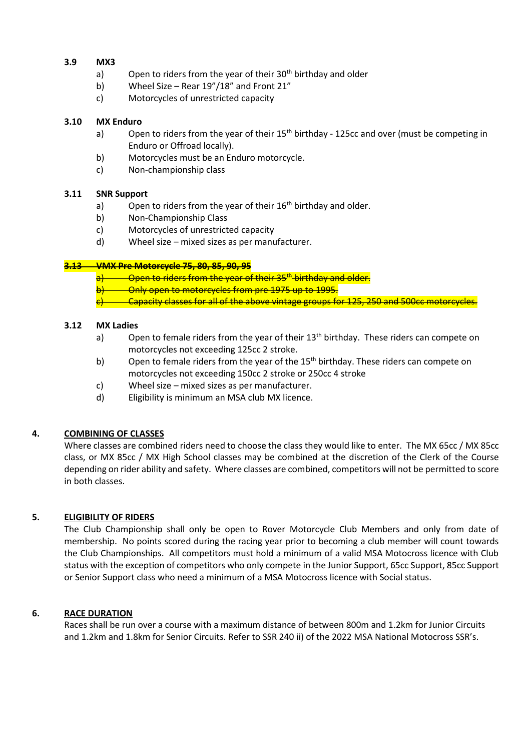### 3.9 MX3

a) Open to riders from the year of their 30th birthday and older
b) Wheel Size – Rear 19"/18" and Front 21"
c) Motorcycles of unrestricted capacity

### 3.10 MX Enduro

a) Open to riders from the year of their 15th birthday - 125cc and over (must be competing in Enduro or Offroad locally).
b) Motorcycles must be an Enduro motorcycle.
c) Non-championship class

### 3.11 SNR Support

a) Open to riders from the year of their 16th birthday and older.
b) Non-Championship Class
c) Motorcycles of unrestricted capacity
d) Wheel size – mixed sizes as per manufacturer.

### ~~3.13 VMX Pre Motorcycle 75, 80, 85, 90, 95~~

~~a) Open to riders from the year of their 35th birthday and older.~~
~~b) Only open to motorcycles from pre 1975 up to 1995.~~
~~c) Capacity classes for all of the above vintage groups for 125, 250 and 500cc motorcycles.~~

### 3.12 MX Ladies

a) Open to female riders from the year of their 13th birthday. These riders can compete on motorcycles not exceeding 125cc 2 stroke.
b) Open to female riders from the year of the 15th birthday. These riders can compete on motorcycles not exceeding 150cc 2 stroke or 250cc 4 stroke
c) Wheel size – mixed sizes as per manufacturer.
d) Eligibility is minimum an MSA club MX licence.

## 4. COMBINING OF CLASSES

Where classes are combined riders need to choose the class they would like to enter. The MX 65cc / MX 85cc class, or MX 85cc / MX High School classes may be combined at the discretion of the Clerk of the Course depending on rider ability and safety. Where classes are combined, competitors will not be permitted to score in both classes.

## 5. ELIGIBILITY OF RIDERS

The Club Championship shall only be open to Rover Motorcycle Club Members and only from date of membership. No points scored during the racing year prior to becoming a club member will count towards the Club Championships. All competitors must hold a minimum of a valid MSA Motocross licence with Club status with the exception of competitors who only compete in the Junior Support, 65cc Support, 85cc Support or Senior Support class who need a minimum of a MSA Motocross licence with Social status.

## 6. RACE DURATION

Races shall be run over a course with a maximum distance of between 800m and 1.2km for Junior Circuits and 1.2km and 1.8km for Senior Circuits. Refer to SSR 240 ii) of the 2022 MSA National Motocross SSR's.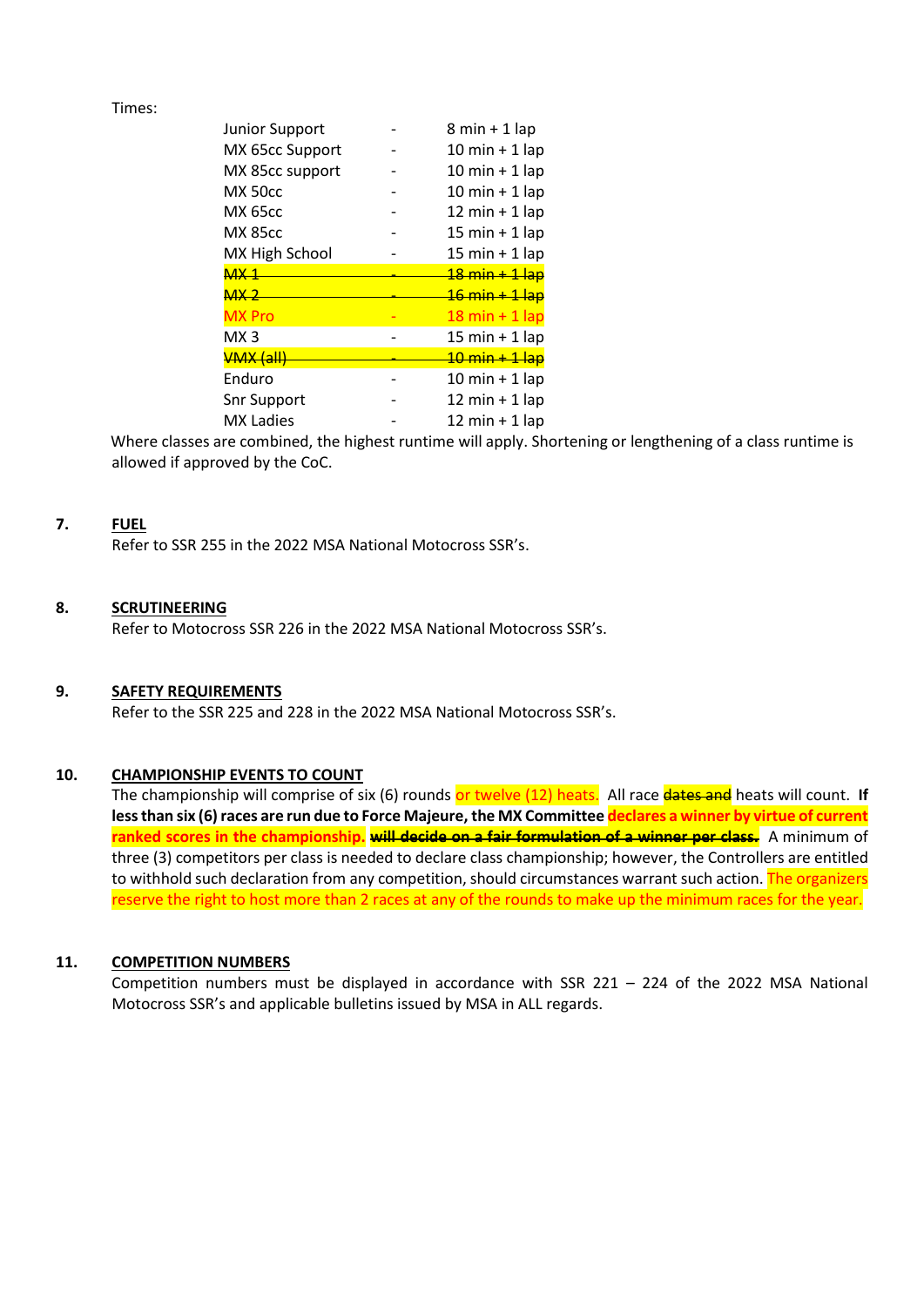Times:

| | | |
|---|---|---|
| Junior Support | - | 8 min + 1 lap |
| MX 65cc Support | - | 10 min + 1 lap |
| MX 85cc support | - | 10 min + 1 lap |
| MX 50cc | - | 10 min + 1 lap |
| MX 65cc | - | 12 min + 1 lap |
| MX 85cc | - | 15 min + 1 lap |
| MX High School | - | 15 min + 1 lap |
| ~~MX 1~~ | ~~-~~ | ~~18 min + 1 lap~~ |
| ~~MX 2~~ | ~~-~~ | ~~16 min + 1 lap~~ |
| MX Pro | - | 18 min + 1 lap |
| MX 3 | - | 15 min + 1 lap |
| ~~VMX (all)~~ | ~~-~~ | ~~10 min + 1 lap~~ |
| Enduro | - | 10 min + 1 lap |
| Snr Support | - | 12 min + 1 lap |
| MX Ladies | - | 12 min + 1 lap |

Where classes are combined, the highest runtime will apply. Shortening or lengthening of a class runtime is allowed if approved by the CoC.

**7. FUEL**

Refer to SSR 255 in the 2022 MSA National Motocross SSR's.

**8. SCRUTINEERING**

Refer to Motocross SSR 226 in the 2022 MSA National Motocross SSR's.

**9. SAFETY REQUIREMENTS**

Refer to the SSR 225 and 228 in the 2022 MSA National Motocross SSR's.

**10. CHAMPIONSHIP EVENTS TO COUNT**

The championship will comprise of six (6) rounds or twelve (12) heats. All race ~~dates and~~ heats will count. **If less than six (6) races are run due to Force Majeure, the MX Committee declares a winner by virtue of current ranked scores in the championship. ~~will decide on a fair formulation of a winner per class.~~** A minimum of three (3) competitors per class is needed to declare class championship; however, the Controllers are entitled to withhold such declaration from any competition, should circumstances warrant such action. The organizers reserve the right to host more than 2 races at any of the rounds to make up the minimum races for the year.

**11. COMPETITION NUMBERS**

Competition numbers must be displayed in accordance with SSR 221 – 224 of the 2022 MSA National Motocross SSR's and applicable bulletins issued by MSA in ALL regards.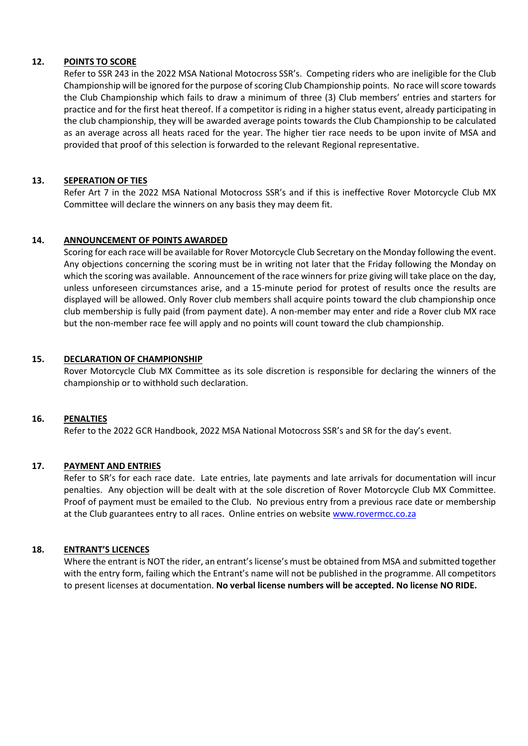## 12. POINTS TO SCORE

Refer to SSR 243 in the 2022 MSA National Motocross SSR's. Competing riders who are ineligible for the Club Championship will be ignored for the purpose of scoring Club Championship points. No race will score towards the Club Championship which fails to draw a minimum of three (3) Club members' entries and starters for practice and for the first heat thereof. If a competitor is riding in a higher status event, already participating in the club championship, they will be awarded average points towards the Club Championship to be calculated as an average across all heats raced for the year. The higher tier race needs to be upon invite of MSA and provided that proof of this selection is forwarded to the relevant Regional representative.

## 13. SEPERATION OF TIES

Refer Art 7 in the 2022 MSA National Motocross SSR's and if this is ineffective Rover Motorcycle Club MX Committee will declare the winners on any basis they may deem fit.

## 14. ANNOUNCEMENT OF POINTS AWARDED

Scoring for each race will be available for Rover Motorcycle Club Secretary on the Monday following the event. Any objections concerning the scoring must be in writing not later that the Friday following the Monday on which the scoring was available. Announcement of the race winners for prize giving will take place on the day, unless unforeseen circumstances arise, and a 15-minute period for protest of results once the results are displayed will be allowed. Only Rover club members shall acquire points toward the club championship once club membership is fully paid (from payment date). A non-member may enter and ride a Rover club MX race but the non-member race fee will apply and no points will count toward the club championship.

## 15. DECLARATION OF CHAMPIONSHIP

Rover Motorcycle Club MX Committee as its sole discretion is responsible for declaring the winners of the championship or to withhold such declaration.

## 16. PENALTIES

Refer to the 2022 GCR Handbook, 2022 MSA National Motocross SSR's and SR for the day's event.

## 17. PAYMENT AND ENTRIES

Refer to SR's for each race date. Late entries, late payments and late arrivals for documentation will incur penalties. Any objection will be dealt with at the sole discretion of Rover Motorcycle Club MX Committee. Proof of payment must be emailed to the Club. No previous entry from a previous race date or membership at the Club guarantees entry to all races. Online entries on website www.rovermcc.co.za

## 18. ENTRANT'S LICENCES

Where the entrant is NOT the rider, an entrant's license's must be obtained from MSA and submitted together with the entry form, failing which the Entrant's name will not be published in the programme. All competitors to present licenses at documentation. **No verbal license numbers will be accepted. No license NO RIDE.**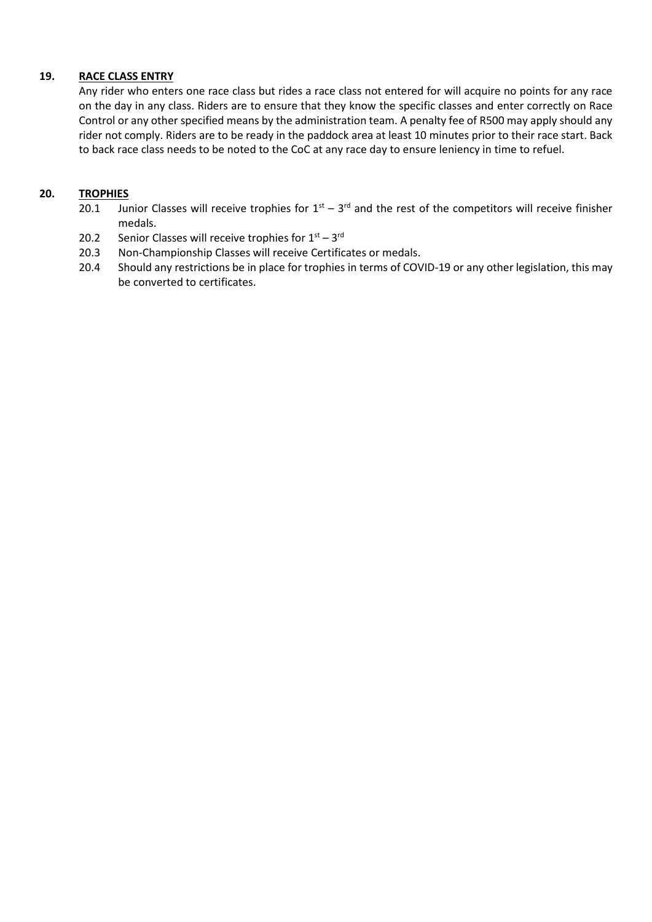## 19. RACE CLASS ENTRY

Any rider who enters one race class but rides a race class not entered for will acquire no points for any race on the day in any class. Riders are to ensure that they know the specific classes and enter correctly on Race Control or any other specified means by the administration team. A penalty fee of R500 may apply should any rider not comply. Riders are to be ready in the paddock area at least 10 minutes prior to their race start. Back to back race class needs to be noted to the CoC at any race day to ensure leniency in time to refuel.

## 20. TROPHIES

20.1 Junior Classes will receive trophies for 1st – 3rd and the rest of the competitors will receive finisher medals.

20.2 Senior Classes will receive trophies for 1st – 3rd

20.3 Non-Championship Classes will receive Certificates or medals.

20.4 Should any restrictions be in place for trophies in terms of COVID-19 or any other legislation, this may be converted to certificates.